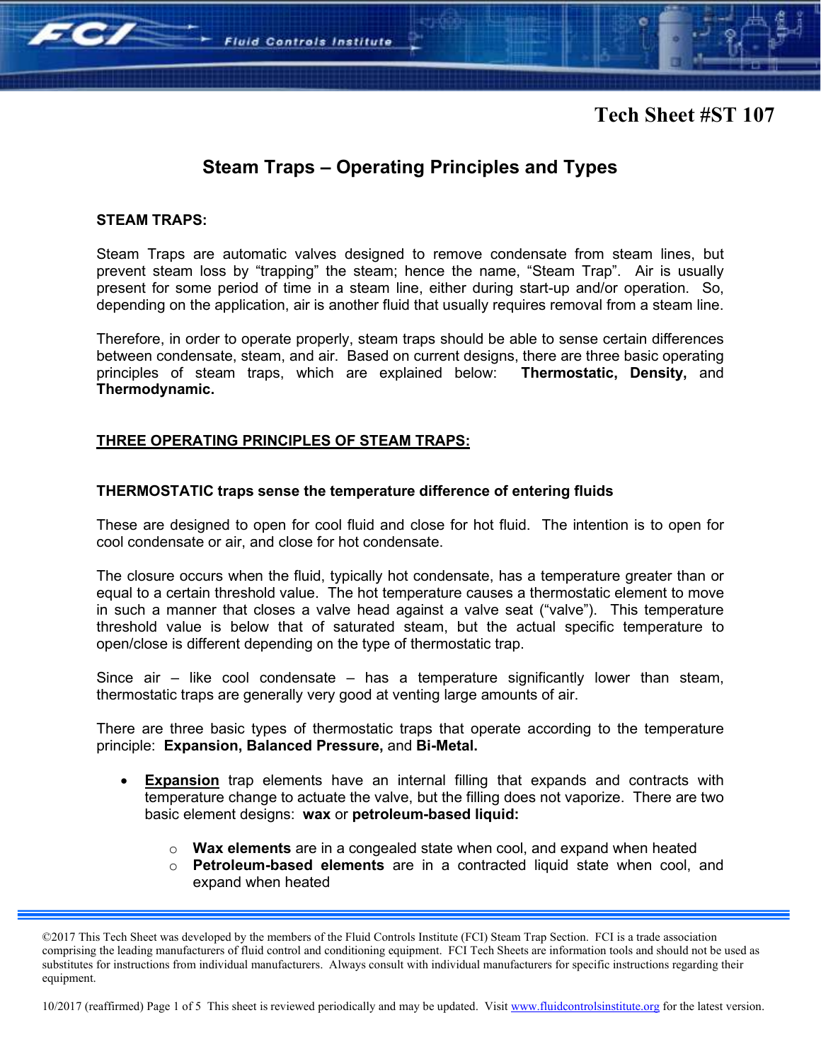Tech Sheet #ST 107

# Steam Traps – Operating Principles and Types

## STEAM TRAPS:

Steam Traps are automatic valves designed to remove condensate from steam lines, but prevent steam loss by "trapping" the steam; hence the name, "Steam Trap". Air is usually present for some period of time in a steam line, either during start-up and/or operation. So, depending on the application, air is another fluid that usually requires removal from a steam line.

Therefore, in order to operate properly, steam traps should be able to sense certain differences between condensate, steam, and air. Based on current designs, there are three basic operating principles of steam traps, which are explained below: **Thermostatic, Density,** and **Thermodynamic.**

## THREE OPERATING PRINCIPLES OF STEAM TRAPS:

### THERMOSTATIC traps sense the temperature difference of entering fluids

These are designed to open for cool fluid and close for hot fluid. The intention is to open for cool condensate or air, and close for hot condensate.

The closure occurs when the fluid, typically hot condensate, has a temperature greater than or equal to a certain threshold value. The hot temperature causes a thermostatic element to move in such a manner that closes a valve head against a valve seat ("valve"). This temperature threshold value is below that of saturated steam, but the actual specific temperature to open/close is different depending on the type of thermostatic trap.

Since air – like cool condensate – has a temperature significantly lower than steam, thermostatic traps are generally very good at venting large amounts of air.

There are three basic types of thermostatic traps that operate according to the temperature principle: **Expansion, Balanced Pressure,** and **Bi-Metal.**

- **Expansion** trap elements have an internal filling that expands and contracts with temperature change to actuate the valve, but the filling does not vaporize. There are two basic element designs: **wax** or **petroleum-based liquid:**
  - **Wax elements** are in a congealed state when cool, and expand when heated
  - **Petroleum-based elements** are in a contracted liquid state when cool, and expand when heated

©2017 This Tech Sheet was developed by the members of the Fluid Controls Institute (FCI) Steam Trap Section. FCI is a trade association comprising the leading manufacturers of fluid control and conditioning equipment. FCI Tech Sheets are information tools and should not be used as substitutes for instructions from individual manufacturers. Always consult with individual manufacturers for specific instructions regarding their equipment.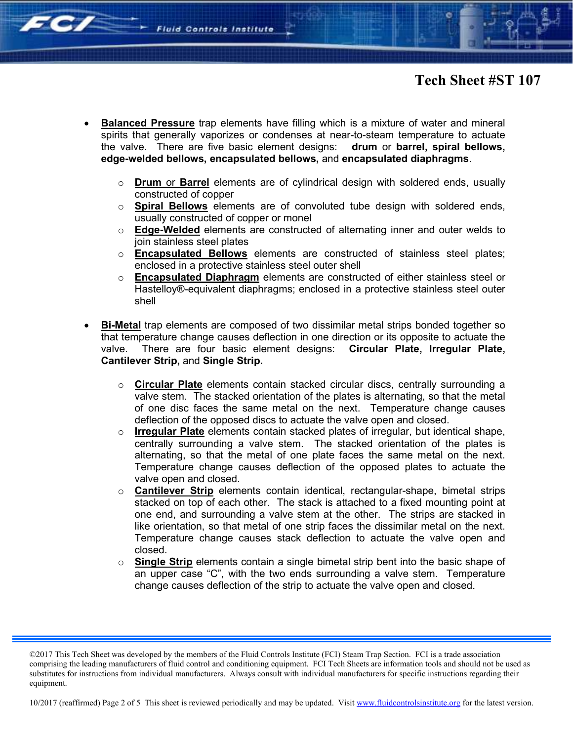- **Balanced Pressure** trap elements have filling which is a mixture of water and mineral spirits that generally vaporizes or condenses at near-to-steam temperature to actuate the valve. There are five basic element designs: **drum** or **barrel, spiral bellows, edge-welded bellows, encapsulated bellows,** and **encapsulated diaphragms**.

    - **Drum** or **Barrel** elements are of cylindrical design with soldered ends, usually constructed of copper
    - **Spiral Bellows** elements are of convoluted tube design with soldered ends, usually constructed of copper or monel
    - **Edge-Welded** elements are constructed of alternating inner and outer welds to join stainless steel plates
    - **Encapsulated Bellows** elements are constructed of stainless steel plates; enclosed in a protective stainless steel outer shell
    - **Encapsulated Diaphragm** elements are constructed of either stainless steel or Hastelloy®-equivalent diaphragms; enclosed in a protective stainless steel outer shell

- **Bi-Metal** trap elements are composed of two dissimilar metal strips bonded together so that temperature change causes deflection in one direction or its opposite to actuate the valve. There are four basic element designs: **Circular Plate, Irregular Plate, Cantilever Strip,** and **Single Strip.**

    - **Circular Plate** elements contain stacked circular discs, centrally surrounding a valve stem. The stacked orientation of the plates is alternating, so that the metal of one disc faces the same metal on the next. Temperature change causes deflection of the opposed discs to actuate the valve open and closed.
    - **Irregular Plate** elements contain stacked plates of irregular, but identical shape, centrally surrounding a valve stem. The stacked orientation of the plates is alternating, so that the metal of one plate faces the same metal on the next. Temperature change causes deflection of the opposed plates to actuate the valve open and closed.
    - **Cantilever Strip** elements contain identical, rectangular-shape, bimetal strips stacked on top of each other. The stack is attached to a fixed mounting point at one end, and surrounding a valve stem at the other. The strips are stacked in like orientation, so that metal of one strip faces the dissimilar metal on the next. Temperature change causes stack deflection to actuate the valve open and closed.
    - **Single Strip** elements contain a single bimetal strip bent into the basic shape of an upper case "C", with the two ends surrounding a valve stem. Temperature change causes deflection of the strip to actuate the valve open and closed.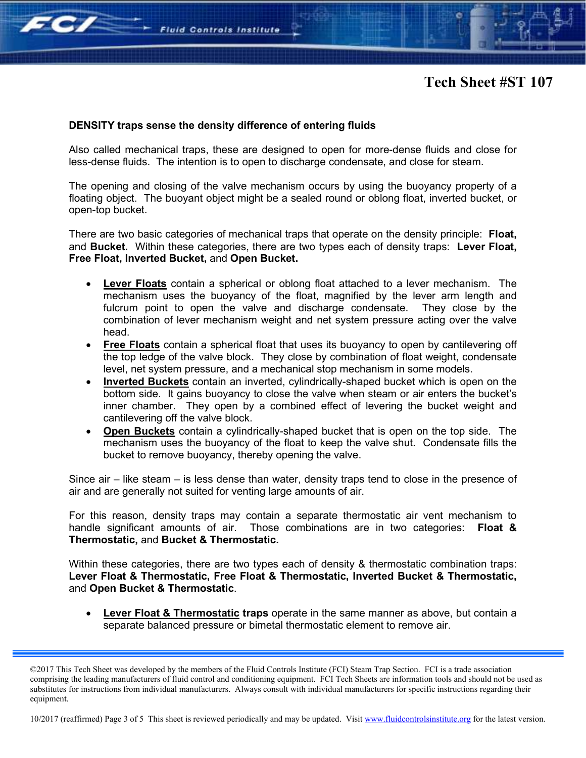**DENSITY traps sense the density difference of entering fluids**

Also called mechanical traps, these are designed to open for more-dense fluids and close for less-dense fluids. The intention is to open to discharge condensate, and close for steam.

The opening and closing of the valve mechanism occurs by using the buoyancy property of a floating object. The buoyant object might be a sealed round or oblong float, inverted bucket, or open-top bucket.

There are two basic categories of mechanical traps that operate on the density principle: **Float,** and **Bucket.** Within these categories, there are two types each of density traps: **Lever Float, Free Float, Inverted Bucket,** and **Open Bucket.**

- **Lever Floats** contain a spherical or oblong float attached to a lever mechanism. The mechanism uses the buoyancy of the float, magnified by the lever arm length and fulcrum point to open the valve and discharge condensate. They close by the combination of lever mechanism weight and net system pressure acting over the valve head.
- **Free Floats** contain a spherical float that uses its buoyancy to open by cantilevering off the top ledge of the valve block. They close by combination of float weight, condensate level, net system pressure, and a mechanical stop mechanism in some models.
- **Inverted Buckets** contain an inverted, cylindrically-shaped bucket which is open on the bottom side. It gains buoyancy to close the valve when steam or air enters the bucket's inner chamber. They open by a combined effect of levering the bucket weight and cantilevering off the valve block.
- **Open Buckets** contain a cylindrically-shaped bucket that is open on the top side. The mechanism uses the buoyancy of the float to keep the valve shut. Condensate fills the bucket to remove buoyancy, thereby opening the valve.

Since air – like steam – is less dense than water, density traps tend to close in the presence of air and are generally not suited for venting large amounts of air.

For this reason, density traps may contain a separate thermostatic air vent mechanism to handle significant amounts of air. Those combinations are in two categories: **Float & Thermostatic,** and **Bucket & Thermostatic.**

Within these categories, there are two types each of density & thermostatic combination traps: **Lever Float & Thermostatic, Free Float & Thermostatic, Inverted Bucket & Thermostatic,** and **Open Bucket & Thermostatic**.

- **Lever Float & Thermostatic traps** operate in the same manner as above, but contain a separate balanced pressure or bimetal thermostatic element to remove air.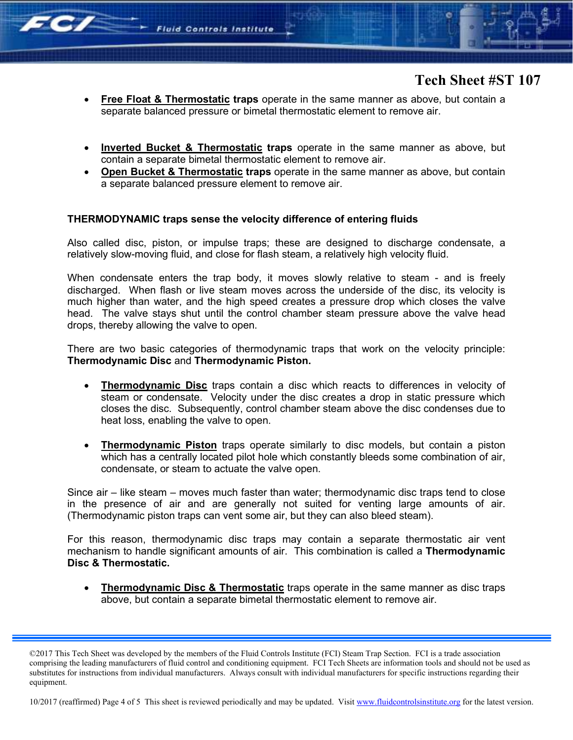- **Free Float & Thermostatic traps** operate in the same manner as above, but contain a separate balanced pressure or bimetal thermostatic element to remove air.

- **Inverted Bucket & Thermostatic traps** operate in the same manner as above, but contain a separate bimetal thermostatic element to remove air.
- **Open Bucket & Thermostatic traps** operate in the same manner as above, but contain a separate balanced pressure element to remove air.

**THERMODYNAMIC traps sense the velocity difference of entering fluids**

Also called disc, piston, or impulse traps; these are designed to discharge condensate, a relatively slow-moving fluid, and close for flash steam, a relatively high velocity fluid.

When condensate enters the trap body, it moves slowly relative to steam - and is freely discharged. When flash or live steam moves across the underside of the disc, its velocity is much higher than water, and the high speed creates a pressure drop which closes the valve head. The valve stays shut until the control chamber steam pressure above the valve head drops, thereby allowing the valve to open.

There are two basic categories of thermodynamic traps that work on the velocity principle: **Thermodynamic Disc** and **Thermodynamic Piston.**

- **Thermodynamic Disc** traps contain a disc which reacts to differences in velocity of steam or condensate. Velocity under the disc creates a drop in static pressure which closes the disc. Subsequently, control chamber steam above the disc condenses due to heat loss, enabling the valve to open.

- **Thermodynamic Piston** traps operate similarly to disc models, but contain a piston which has a centrally located pilot hole which constantly bleeds some combination of air, condensate, or steam to actuate the valve open.

Since air – like steam – moves much faster than water; thermodynamic disc traps tend to close in the presence of air and are generally not suited for venting large amounts of air. (Thermodynamic piston traps can vent some air, but they can also bleed steam).

For this reason, thermodynamic disc traps may contain a separate thermostatic air vent mechanism to handle significant amounts of air. This combination is called a **Thermodynamic Disc & Thermostatic.**

- **Thermodynamic Disc & Thermostatic** traps operate in the same manner as disc traps above, but contain a separate bimetal thermostatic element to remove air.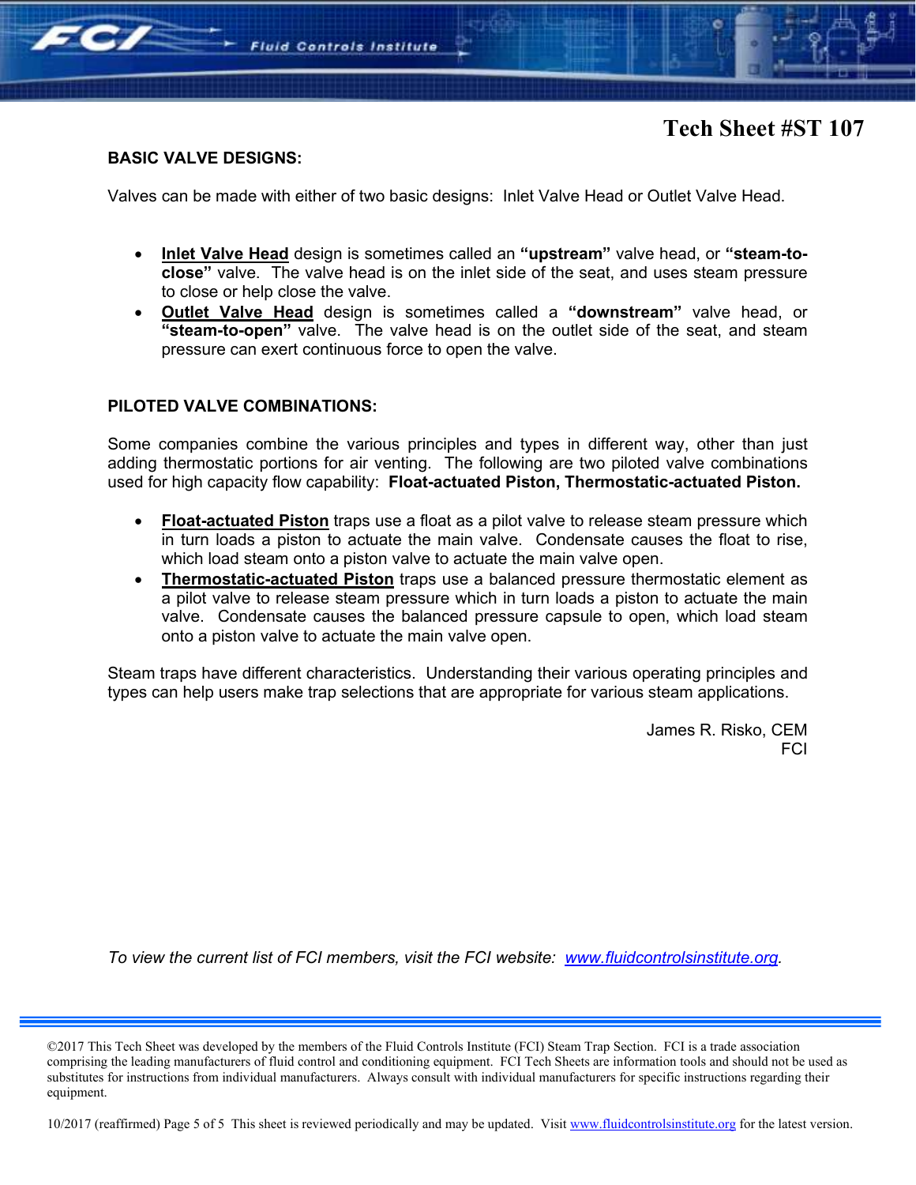## Tech Sheet #ST 107

**BASIC VALVE DESIGNS:**

Valves can be made with either of two basic designs: Inlet Valve Head or Outlet Valve Head.

- **Inlet Valve Head** design is sometimes called an **"upstream"** valve head, or **"steam-to-close"** valve. The valve head is on the inlet side of the seat, and uses steam pressure to close or help close the valve.
- **Outlet Valve Head** design is sometimes called a **"downstream"** valve head, or **"steam-to-open"** valve. The valve head is on the outlet side of the seat, and steam pressure can exert continuous force to open the valve.

**PILOTED VALVE COMBINATIONS:**

Some companies combine the various principles and types in different way, other than just adding thermostatic portions for air venting. The following are two piloted valve combinations used for high capacity flow capability: **Float-actuated Piston, Thermostatic-actuated Piston.**

- **Float-actuated Piston** traps use a float as a pilot valve to release steam pressure which in turn loads a piston to actuate the main valve. Condensate causes the float to rise, which load steam onto a piston valve to actuate the main valve open.
- **Thermostatic-actuated Piston** traps use a balanced pressure thermostatic element as a pilot valve to release steam pressure which in turn loads a piston to actuate the main valve. Condensate causes the balanced pressure capsule to open, which load steam onto a piston valve to actuate the main valve open.

Steam traps have different characteristics. Understanding their various operating principles and types can help users make trap selections that are appropriate for various steam applications.

James R. Risko, CEM
FCI

*To view the current list of FCI members, visit the FCI website: www.fluidcontrolsinstitute.org.*

©2017 This Tech Sheet was developed by the members of the Fluid Controls Institute (FCI) Steam Trap Section. FCI is a trade association comprising the leading manufacturers of fluid control and conditioning equipment. FCI Tech Sheets are information tools and should not be used as substitutes for instructions from individual manufacturers. Always consult with individual manufacturers for specific instructions regarding their equipment.

10/2017 (reaffirmed) This sheet is reviewed periodically and may be updated. Visit www.fluidcontrolsinstitute.org for the latest version.